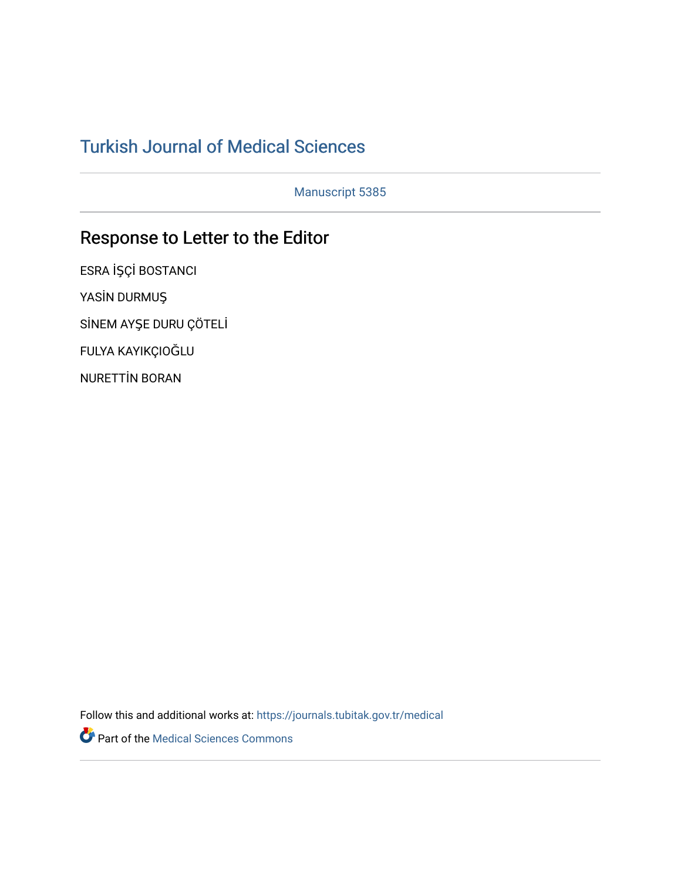# Turkish Journal of Medical Sciences

Manuscript 5385

## Response to Letter to the Editor

ESRA İŞÇİ BOSTANCI

YASİN DURMUŞ

SİNEM AYŞE DURU ÇÖTELİ

FULYA KAYIKÇIOĞLU

NURETTİN BORAN

Follow this and additional works at: https://journals.tubitak.gov.tr/medical

Part of the Medical Sciences Commons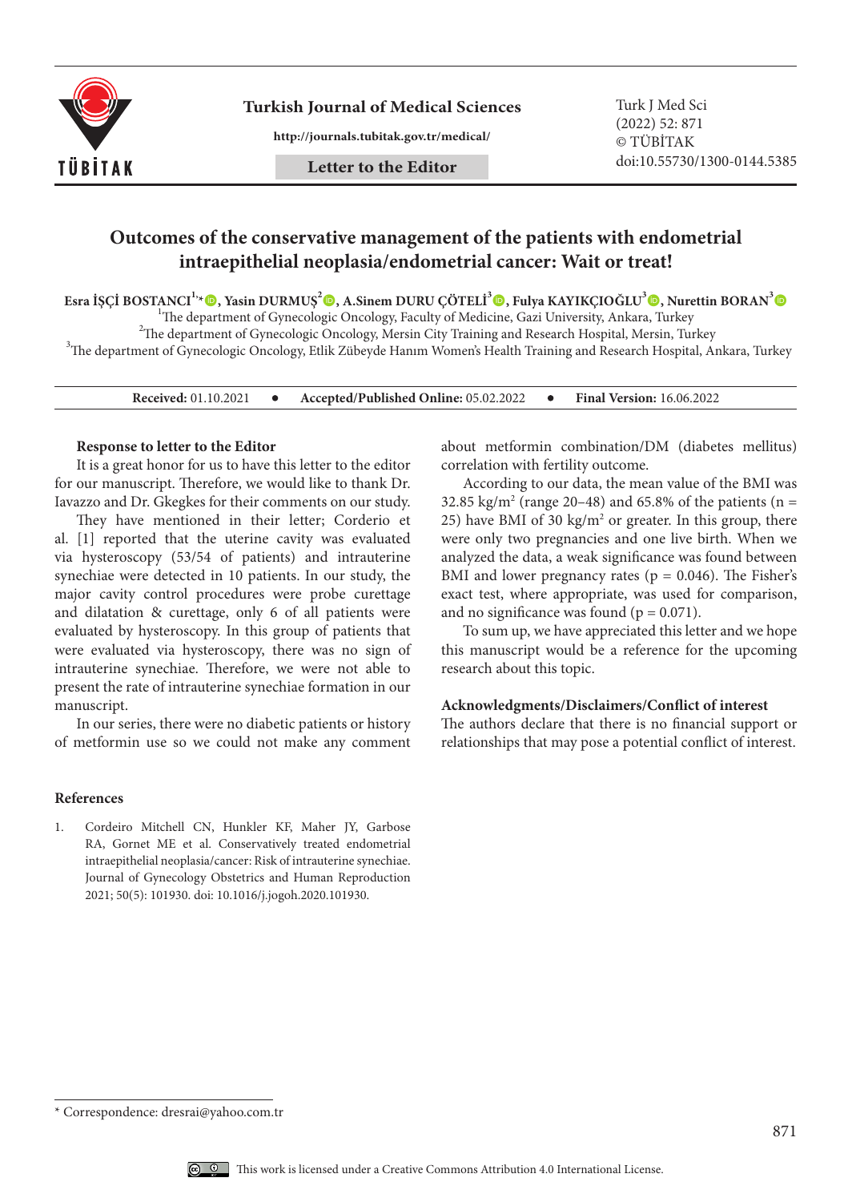# Outcomes of the conservative management of the patients with endometrial intraepithelial neoplasia/endometrial cancer: Wait or treat!

**Esra İŞÇİ BOSTANCI[1,*], Yasin DURMUŞ[2], A.Sinem DURU ÇÖTELİ[3], Fulya KAYIKÇIOĞLU[3], Nurettin BORAN[3]**

[1]The department of Gynecologic Oncology, Faculty of Medicine, Gazi University, Ankara, Turkey
[2]The department of Gynecologic Oncology, Mersin City Training and Research Hospital, Mersin, Turkey
[3]The department of Gynecologic Oncology, Etlik Zübeyde Hanım Women's Health Training and Research Hospital, Ankara, Turkey

**Received:** 01.10.2021 • **Accepted/Published Online:** 05.02.2022 • **Final Version:** 16.06.2022

**Response to letter to the Editor**

It is a great honor for us to have this letter to the editor for our manuscript. Therefore, we would like to thank Dr. Iavazzo and Dr. Gkegkes for their comments on our study.

They have mentioned in their letter; Corderio et al. [1] reported that the uterine cavity was evaluated via hysteroscopy (53/54 of patients) and intrauterine synechiae were detected in 10 patients. In our study, the major cavity control procedures were probe curettage and dilatation & curettage, only 6 of all patients were evaluated by hysteroscopy. In this group of patients that were evaluated via hysteroscopy, there was no sign of intrauterine synechiae. Therefore, we were not able to present the rate of intrauterine synechiae formation in our manuscript.

In our series, there were no diabetic patients or history of metformin use so we could not make any comment about metformin combination/DM (diabetes mellitus) correlation with fertility outcome.

According to our data, the mean value of the BMI was 32.85 $kg/m^2$ (range 20–48) and 65.8% of the patients (n = 25) have BMI of 30 $kg/m^2$ or greater. In this group, there were only two pregnancies and one live birth. When we analyzed the data, a weak significance was found between BMI and lower pregnancy rates ($p = 0.046$). The Fisher's exact test, where appropriate, was used for comparison, and no significance was found ($p = 0.071$).

To sum up, we have appreciated this letter and we hope this manuscript would be a reference for the upcoming research about this topic.

**Acknowledgments/Disclaimers/Conflict of interest**

The authors declare that there is no financial support or relationships that may pose a potential conflict of interest.

**References**

1. Cordeiro Mitchell CN, Hunkler KF, Maher JY, Garbose RA, Gornet ME et al. Conservatively treated endometrial intraepithelial neoplasia/cancer: Risk of intrauterine synechiae. Journal of Gynecology Obstetrics and Human Reproduction 2021; 50(5): 101930. doi: 10.1016/j.jogoh.2020.101930.

\* Correspondence: dresrai@yahoo.com.tr

This work is licensed under a Creative Commons Attribution 4.0 International License.